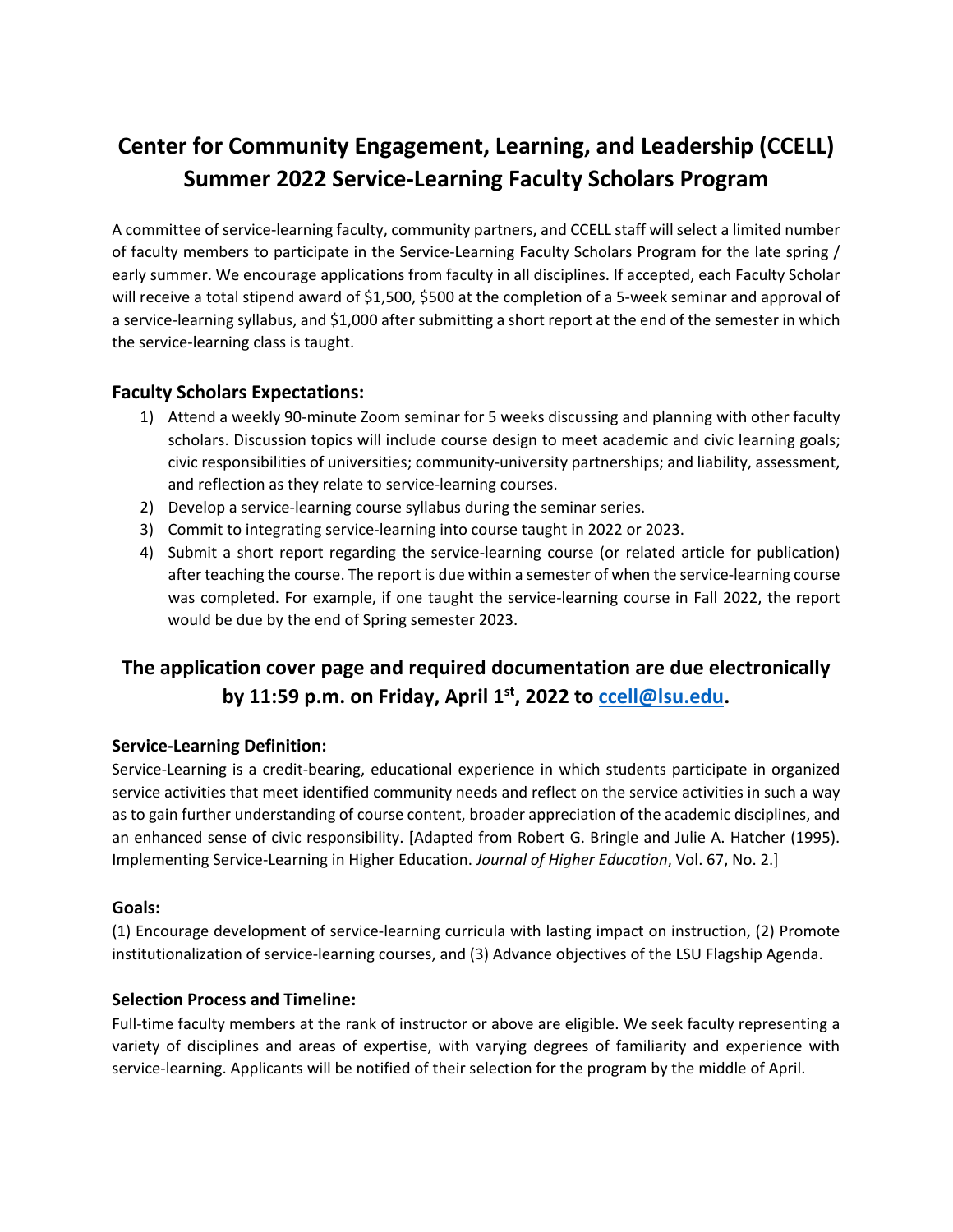# Center for Community Engagement, Learning, and Leadership (CCELL) Summer 2022 Service-Learning Faculty Scholars Program

A committee of service-learning faculty, community partners, and CCELL staff will select a limited number of faculty members to participate in the Service-Learning Faculty Scholars Program for the late spring / early summer. We encourage applications from faculty in all disciplines. If accepted, each Faculty Scholar will receive a total stipend award of $1,500, $500 at the completion of a 5-week seminar and approval of a service-learning syllabus, and $1,000 after submitting a short report at the end of the semester in which the service-learning class is taught.

## Faculty Scholars Expectations:

1) Attend a weekly 90-minute Zoom seminar for 5 weeks discussing and planning with other faculty scholars. Discussion topics will include course design to meet academic and civic learning goals; civic responsibilities of universities; community-university partnerships; and liability, assessment, and reflection as they relate to service-learning courses.
2) Develop a service-learning course syllabus during the seminar series.
3) Commit to integrating service-learning into course taught in 2022 or 2023.
4) Submit a short report regarding the service-learning course (or related article for publication) after teaching the course. The report is due within a semester of when the service-learning course was completed. For example, if one taught the service-learning course in Fall 2022, the report would be due by the end of Spring semester 2023.

## The application cover page and required documentation are due electronically by 11:59 p.m. on Friday, April 1st, 2022 to ccell@lsu.edu.

### Service-Learning Definition:

Service-Learning is a credit-bearing, educational experience in which students participate in organized service activities that meet identified community needs and reflect on the service activities in such a way as to gain further understanding of course content, broader appreciation of the academic disciplines, and an enhanced sense of civic responsibility. [Adapted from Robert G. Bringle and Julie A. Hatcher (1995). Implementing Service-Learning in Higher Education. *Journal of Higher Education*, Vol. 67, No. 2.]

### Goals:

(1) Encourage development of service-learning curricula with lasting impact on instruction, (2) Promote institutionalization of service-learning courses, and (3) Advance objectives of the LSU Flagship Agenda.

### Selection Process and Timeline:

Full-time faculty members at the rank of instructor or above are eligible. We seek faculty representing a variety of disciplines and areas of expertise, with varying degrees of familiarity and experience with service-learning. Applicants will be notified of their selection for the program by the middle of April.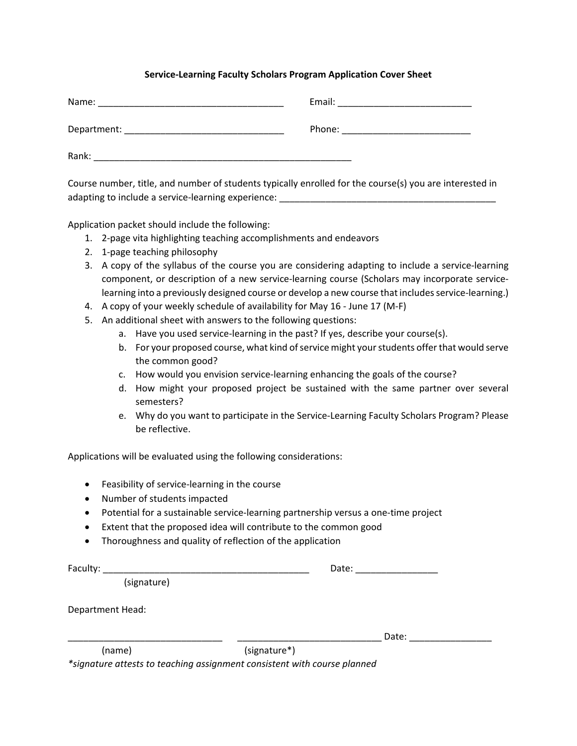**Service-Learning Faculty Scholars Program Application Cover Sheet**

Name: ____________________________________ Email: __________________________

Department: _______________________________ Phone: _________________________

Rank: ___________________________________________________

Course number, title, and number of students typically enrolled for the course(s) you are interested in adapting to include a service-learning experience: __________________________________________

Application packet should include the following:

1. 2-page vita highlighting teaching accomplishments and endeavors
2. 1-page teaching philosophy
3. A copy of the syllabus of the course you are considering adapting to include a service-learning component, or description of a new service-learning course (Scholars may incorporate service-learning into a previously designed course or develop a new course that includes service-learning.)
4. A copy of your weekly schedule of availability for May 16 - June 17 (M-F)
5. An additional sheet with answers to the following questions:
   a. Have you used service-learning in the past? If yes, describe your course(s).
   b. For your proposed course, what kind of service might your students offer that would serve the common good?
   c. How would you envision service-learning enhancing the goals of the course?
   d. How might your proposed project be sustained with the same partner over several semesters?
   e. Why do you want to participate in the Service-Learning Faculty Scholars Program? Please be reflective.

Applications will be evaluated using the following considerations:

- Feasibility of service-learning in the course
- Number of students impacted
- Potential for a sustainable service-learning partnership versus a one-time project
- Extent that the proposed idea will contribute to the common good
- Thoroughness and quality of reflection of the application

Faculty: _________________________________________ Date: ________________
(signature)

Department Head:

______________________________ ____________________________ Date: ________________
(name) (signature*)

*\*signature attests to teaching assignment consistent with course planned*